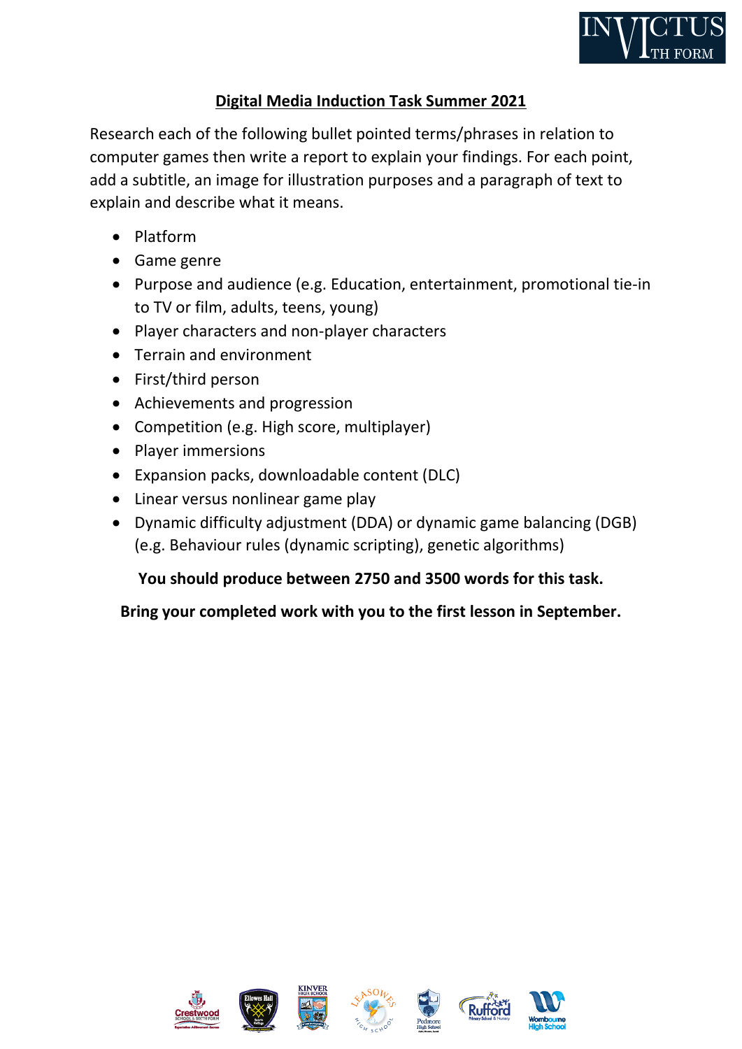# Digital Media Induction Task Summer 2021

Research each of the following bullet pointed terms/phrases in relation to computer games then write a report to explain your findings. For each point, add a subtitle, an image for illustration purposes and a paragraph of text to explain and describe what it means.

- Platform
- Game genre
- Purpose and audience (e.g. Education, entertainment, promotional tie-in to TV or film, adults, teens, young)
- Player characters and non-player characters
- Terrain and environment
- First/third person
- Achievements and progression
- Competition (e.g. High score, multiplayer)
- Player immersions
- Expansion packs, downloadable content (DLC)
- Linear versus nonlinear game play
- Dynamic difficulty adjustment (DDA) or dynamic game balancing (DGB) (e.g. Behaviour rules (dynamic scripting), genetic algorithms)

**You should produce between 2750 and 3500 words for this task.**

**Bring your completed work with you to the first lesson in September.**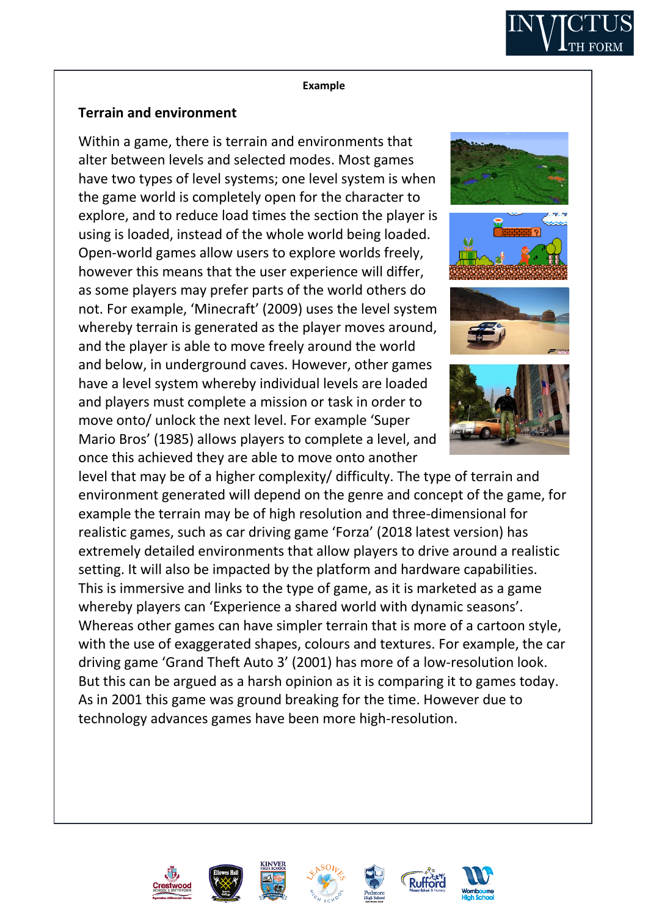**Example**

## Terrain and environment

Within a game, there is terrain and environments that alter between levels and selected modes. Most games have two types of level systems; one level system is when the game world is completely open for the character to explore, and to reduce load times the section the player is using is loaded, instead of the whole world being loaded. Open-world games allow users to explore worlds freely, however this means that the user experience will differ, as some players may prefer parts of the world others do not. For example, 'Minecraft' (2009) uses the level system whereby terrain is generated as the player moves around, and the player is able to move freely around the world and below, in underground caves. However, other games have a level system whereby individual levels are loaded and players must complete a mission or task in order to move onto/ unlock the next level. For example 'Super Mario Bros' (1985) allows players to complete a level, and once this achieved they are able to move onto another level that may be of a higher complexity/ difficulty. The type of terrain and environment generated will depend on the genre and concept of the game, for example the terrain may be of high resolution and three-dimensional for realistic games, such as car driving game 'Forza' (2018 latest version) has extremely detailed environments that allow players to drive around a realistic setting. It will also be impacted by the platform and hardware capabilities. This is immersive and links to the type of game, as it is marketed as a game whereby players can 'Experience a shared world with dynamic seasons'. Whereas other games can have simpler terrain that is more of a cartoon style, with the use of exaggerated shapes, colours and textures. For example, the car driving game 'Grand Theft Auto 3' (2001) has more of a low-resolution look. But this can be argued as a harsh opinion as it is comparing it to games today. As in 2001 this game was ground breaking for the time. However due to technology advances games have been more high-resolution.